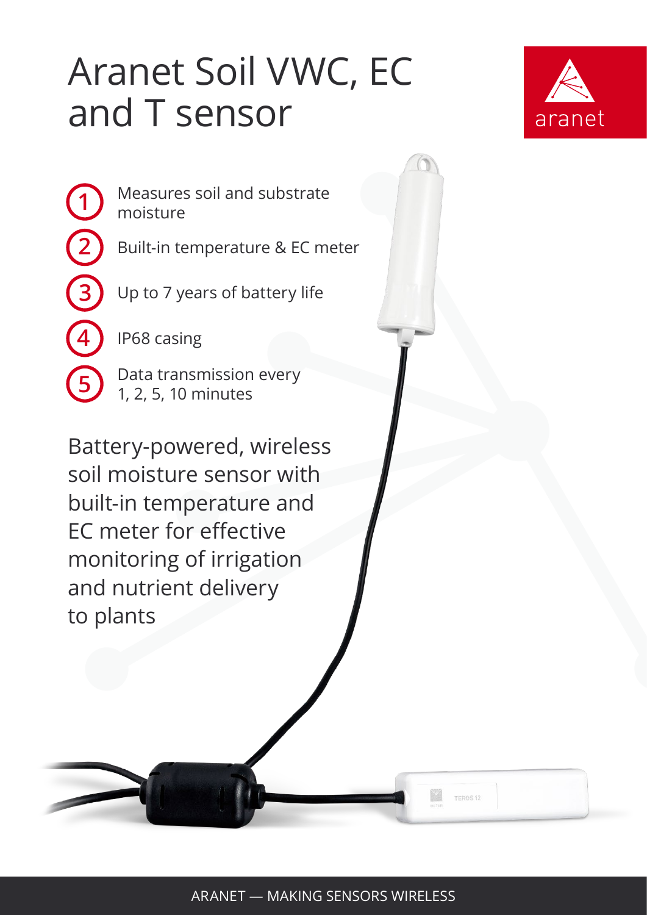# Aranet Soil VWC, EC and T sensor

1. Measures soil and substrate moisture
2. Built-in temperature & EC meter
3. Up to 7 years of battery life
4. IP68 casing
5. Data transmission every 1, 2, 5, 10 minutes

Battery-powered, wireless soil moisture sensor with built-in temperature and EC meter for effective monitoring of irrigation and nutrient delivery to plants

ARANET — MAKING SENSORS WIRELESS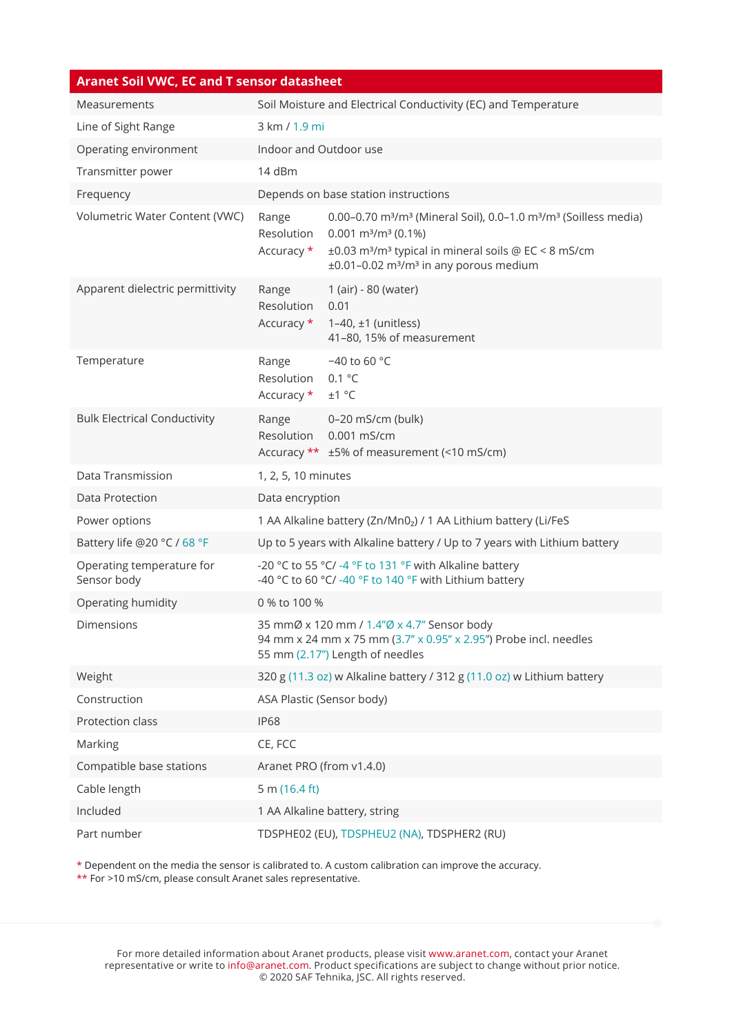| Aranet Soil VWC, EC and T sensor datasheet | | |
|---|---|---|
| Measurements | Soil Moisture and Electrical Conductivity (EC) and Temperature | |
| Line of Sight Range | 3 km / 1.9 mi | |
| Operating environment | Indoor and Outdoor use | |
| Transmitter power | 14 dBm | |
| Frequency | Depends on base station instructions | |
| Volumetric Water Content (VWC) | Range | 0.00–0.70 $m^3/m^3$ (Mineral Soil), 0.0–1.0 $m^3/m^3$ (Soilless media) |
| | Resolution | 0.001 $m^3/m^3$ (0.1%) |
| | Accuracy * | ±0.03 $m^3/m^3$ typical in mineral soils @ EC < 8 mS/cm<br>±0.01–0.02 $m^3/m^3$ in any porous medium |
| Apparent dielectric permittivity | Range | 1 (air) - 80 (water) |
| | Resolution | 0.01 |
| | Accuracy * | 1–40, ±1 (unitless)<br>41–80, 15% of measurement |
| Temperature | Range | −40 to 60 °C |
| | Resolution | 0.1 °C |
| | Accuracy * | ±1 °C |
| Bulk Electrical Conductivity | Range | 0–20 mS/cm (bulk) |
| | Resolution | 0.001 mS/cm |
| | Accuracy ** | ±5% of measurement (<10 mS/cm) |
| Data Transmission | 1, 2, 5, 10 minutes | |
| Data Protection | Data encryption | |
| Power options | 1 AA Alkaline battery ($Zn/MnO_2$) / 1 AA Lithium battery (Li/FeS | |
| Battery life @20 °C / 68 °F | Up to 5 years with Alkaline battery / Up to 7 years with Lithium battery | |
| Operating temperature for Sensor body | -20 °C to 55 °C/ -4 °F to 131 °F with Alkaline battery<br>-40 °C to 60 °C/ -40 °F to 140 °F with Lithium battery | |
| Operating humidity | 0 % to 100 % | |
| Dimensions | 35 mmØ x 120 mm / 1.4"Ø x 4.7" Sensor body<br>94 mm x 24 mm x 75 mm (3.7" x 0.95" x 2.95") Probe incl. needles<br>55 mm (2.17") Length of needles | |
| Weight | 320 g (11.3 oz) w Alkaline battery / 312 g (11.0 oz) w Lithium battery | |
| Construction | ASA Plastic (Sensor body) | |
| Protection class | IP68 | |
| Marking | CE, FCC | |
| Compatible base stations | Aranet PRO (from v1.4.0) | |
| Cable length | 5 m (16.4 ft) | |
| Included | 1 AA Alkaline battery, string | |
| Part number | TDSPHE02 (EU), TDSPHEU2 (NA), TDSPHER2 (RU) | |

* Dependent on the media the sensor is calibrated to. A custom calibration can improve the accuracy.
** For >10 mS/cm, please consult Aranet sales representative.

For more detailed information about Aranet products, please visit www.aranet.com, contact your Aranet representative or write to info@aranet.com. Product specifications are subject to change without prior notice.
© 2020 SAF Tehnika, JSC. All rights reserved.